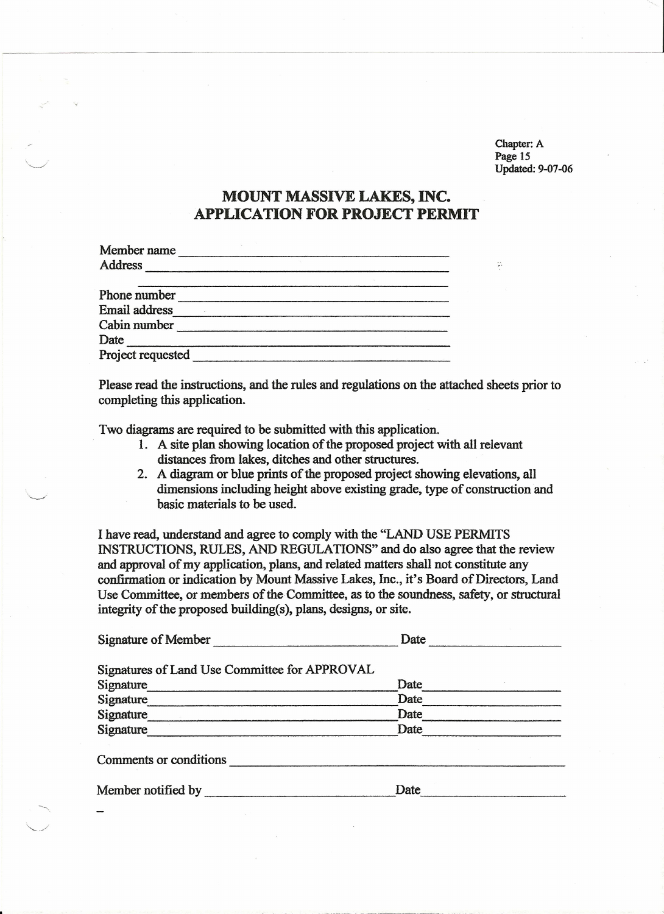Chapter: A
Page 15
Updated: 9-07-06

# MOUNT MASSIVE LAKES, INC.
# APPLICATION FOR PROJECT PERMIT

Member name ______________________________________
Address ______________________________________

______________________________________
Phone number ______________________________________
Email address ______________________________________
Cabin number ______________________________________
Date ______________________________________
Project requested ______________________________________

Please read the instructions, and the rules and regulations on the attached sheets prior to completing this application.

Two diagrams are required to be submitted with this application.

1. A site plan showing location of the proposed project with all relevant distances from lakes, ditches and other structures.
2. A diagram or blue prints of the proposed project showing elevations, all dimensions including height above existing grade, type of construction and basic materials to be used.

I have read, understand and agree to comply with the "LAND USE PERMITS INSTRUCTIONS, RULES, AND REGULATIONS" and do also agree that the review and approval of my application, plans, and related matters shall not constitute any confirmation or indication by Mount Massive Lakes, Inc., it's Board of Directors, Land Use Committee, or members of the Committee, as to the soundness, safety, or structural integrity of the proposed building(s), plans, designs, or site.

Signature of Member ____________________________ Date ____________________

Signatures of Land Use Committee for APPROVAL
Signature ____________________________________ Date ____________________
Signature ____________________________________ Date ____________________
Signature ____________________________________ Date ____________________
Signature ____________________________________ Date ____________________

Comments or conditions ______________________________________________

Member notified by ____________________________ Date ____________________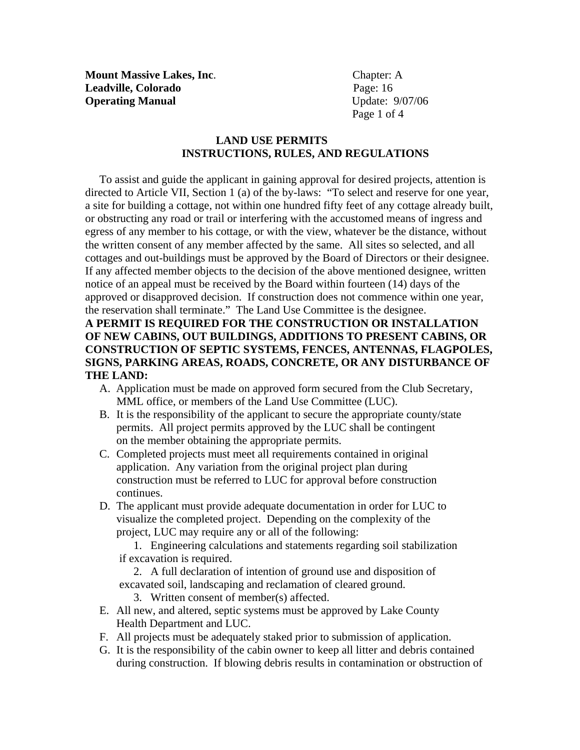**Mount Massive Lakes, Inc.**
**Leadville, Colorado**
**Operating Manual**

Chapter: A
Page: 16
Update: 9/07/06

## LAND USE PERMITS
## INSTRUCTIONS, RULES, AND REGULATIONS

To assist and guide the applicant in gaining approval for desired projects, attention is directed to Article VII, Section 1 (a) of the by-laws: "To select and reserve for one year, a site for building a cottage, not within one hundred fifty feet of any cottage already built, or obstructing any road or trail or interfering with the accustomed means of ingress and egress of any member to his cottage, or with the view, whatever be the distance, without the written consent of any member affected by the same. All sites so selected, and all cottages and out-buildings must be approved by the Board of Directors or their designee. If any affected member objects to the decision of the above mentioned designee, written notice of an appeal must be received by the Board within fourteen (14) days of the approved or disapproved decision. If construction does not commence within one year, the reservation shall terminate." The Land Use Committee is the designee.

**A PERMIT IS REQUIRED FOR THE CONSTRUCTION OR INSTALLATION OF NEW CABINS, OUT BUILDINGS, ADDITIONS TO PRESENT CABINS, OR CONSTRUCTION OF SEPTIC SYSTEMS, FENCES, ANTENNAS, FLAGPOLES, SIGNS, PARKING AREAS, ROADS, CONCRETE, OR ANY DISTURBANCE OF THE LAND:**

A. Application must be made on approved form secured from the Club Secretary, MML office, or members of the Land Use Committee (LUC).
B. It is the responsibility of the applicant to secure the appropriate county/state permits. All project permits approved by the LUC shall be contingent on the member obtaining the appropriate permits.
C. Completed projects must meet all requirements contained in original application. Any variation from the original project plan during construction must be referred to LUC for approval before construction continues.
D. The applicant must provide adequate documentation in order for LUC to visualize the completed project. Depending on the complexity of the project, LUC may require any or all of the following:
    1. Engineering calculations and statements regarding soil stabilization if excavation is required.
    2. A full declaration of intention of ground use and disposition of excavated soil, landscaping and reclamation of cleared ground.
    3. Written consent of member(s) affected.
E. All new, and altered, septic systems must be approved by Lake County Health Department and LUC.
F. All projects must be adequately staked prior to submission of application.
G. It is the responsibility of the cabin owner to keep all litter and debris contained during construction. If blowing debris results in contamination or obstruction of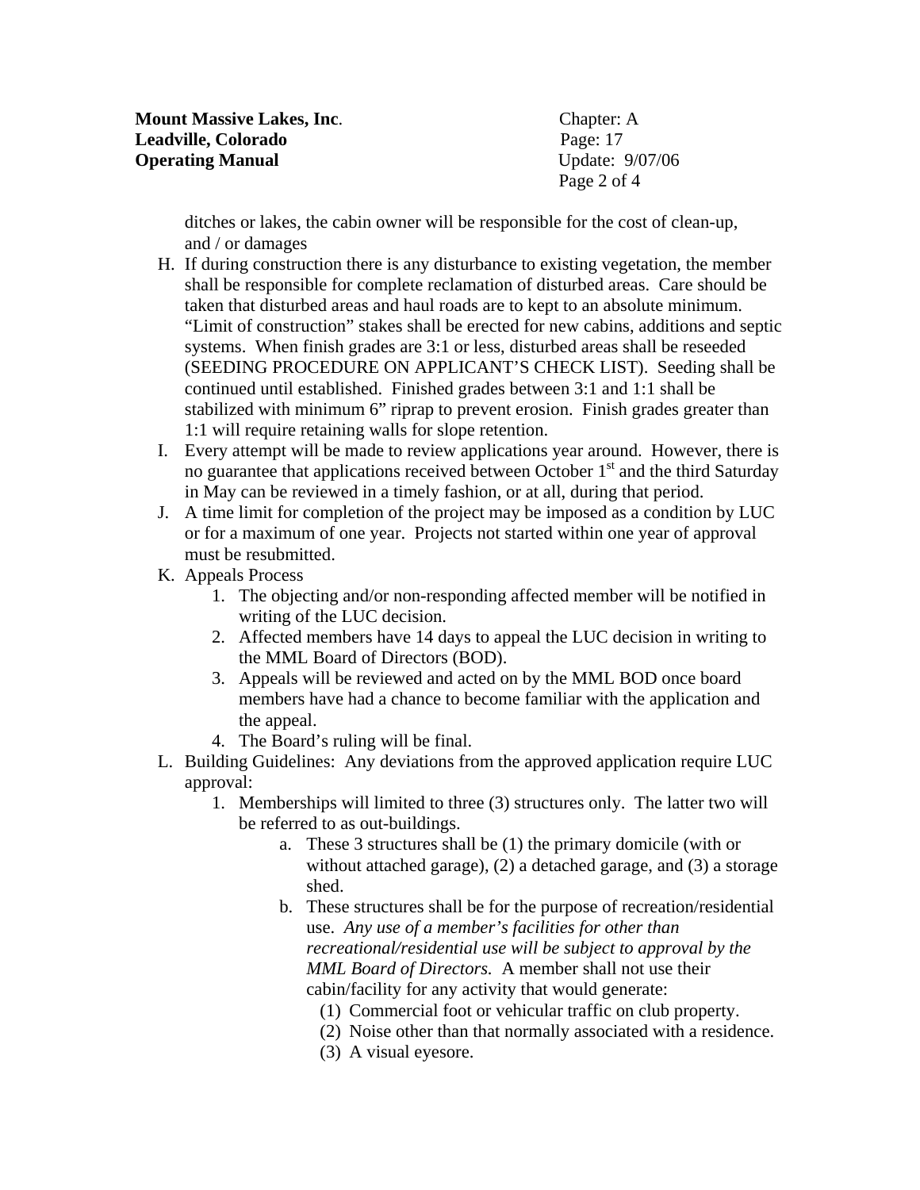ditches or lakes, the cabin owner will be responsible for the cost of clean-up, and / or damages

H. If during construction there is any disturbance to existing vegetation, the member shall be responsible for complete reclamation of disturbed areas. Care should be taken that disturbed areas and haul roads are to kept to an absolute minimum. "Limit of construction" stakes shall be erected for new cabins, additions and septic systems. When finish grades are 3:1 or less, disturbed areas shall be reseeded (SEEDING PROCEDURE ON APPLICANT'S CHECK LIST). Seeding shall be continued until established. Finished grades between 3:1 and 1:1 shall be stabilized with minimum 6" riprap to prevent erosion. Finish grades greater than 1:1 will require retaining walls for slope retention.
I. Every attempt will be made to review applications year around. However, there is no guarantee that applications received between October 1st and the third Saturday in May can be reviewed in a timely fashion, or at all, during that period.
J. A time limit for completion of the project may be imposed as a condition by LUC or for a maximum of one year. Projects not started within one year of approval must be resubmitted.
K. Appeals Process
    1. The objecting and/or non-responding affected member will be notified in writing of the LUC decision.
    2. Affected members have 14 days to appeal the LUC decision in writing to the MML Board of Directors (BOD).
    3. Appeals will be reviewed and acted on by the MML BOD once board members have had a chance to become familiar with the application and the appeal.
    4. The Board's ruling will be final.
L. Building Guidelines: Any deviations from the approved application require LUC approval:
    1. Memberships will limited to three (3) structures only. The latter two will be referred to as out-buildings.
        a. These 3 structures shall be (1) the primary domicile (with or without attached garage), (2) a detached garage, and (3) a storage shed.
        b. These structures shall be for the purpose of recreation/residential use. *Any use of a member's facilities for other than recreational/residential use will be subject to approval by the MML Board of Directors.* A member shall not use their cabin/facility for any activity that would generate:
            (1) Commercial foot or vehicular traffic on club property.
            (2) Noise other than that normally associated with a residence.
            (3) A visual eyesore.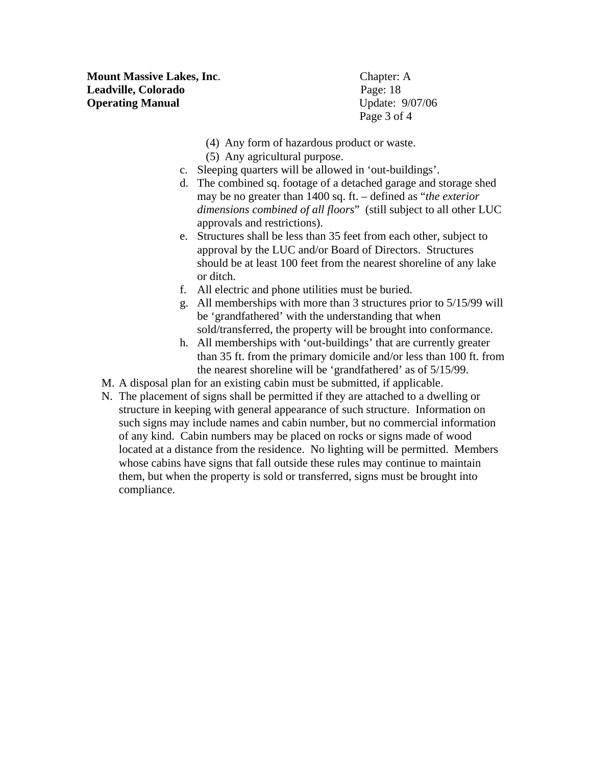(4) Any form of hazardous product or waste.
(5) Any agricultural purpose.

c. Sleeping quarters will be allowed in 'out-buildings'.
d. The combined sq. footage of a detached garage and storage shed may be no greater than 1400 sq. ft. – defined as "*the exterior dimensions combined of all floors*" (still subject to all other LUC approvals and restrictions).
e. Structures shall be less than 35 feet from each other, subject to approval by the LUC and/or Board of Directors. Structures should be at least 100 feet from the nearest shoreline of any lake or ditch.
f. All electric and phone utilities must be buried.
g. All memberships with more than 3 structures prior to 5/15/99 will be 'grandfathered' with the understanding that when sold/transferred, the property will be brought into conformance.
h. All memberships with 'out-buildings' that are currently greater than 35 ft. from the primary domicile and/or less than 100 ft. from the nearest shoreline will be 'grandfathered' as of 5/15/99.

M. A disposal plan for an existing cabin must be submitted, if applicable.

N. The placement of signs shall be permitted if they are attached to a dwelling or structure in keeping with general appearance of such structure. Information on such signs may include names and cabin number, but no commercial information of any kind. Cabin numbers may be placed on rocks or signs made of wood located at a distance from the residence. No lighting will be permitted. Members whose cabins have signs that fall outside these rules may continue to maintain them, but when the property is sold or transferred, signs must be brought into compliance.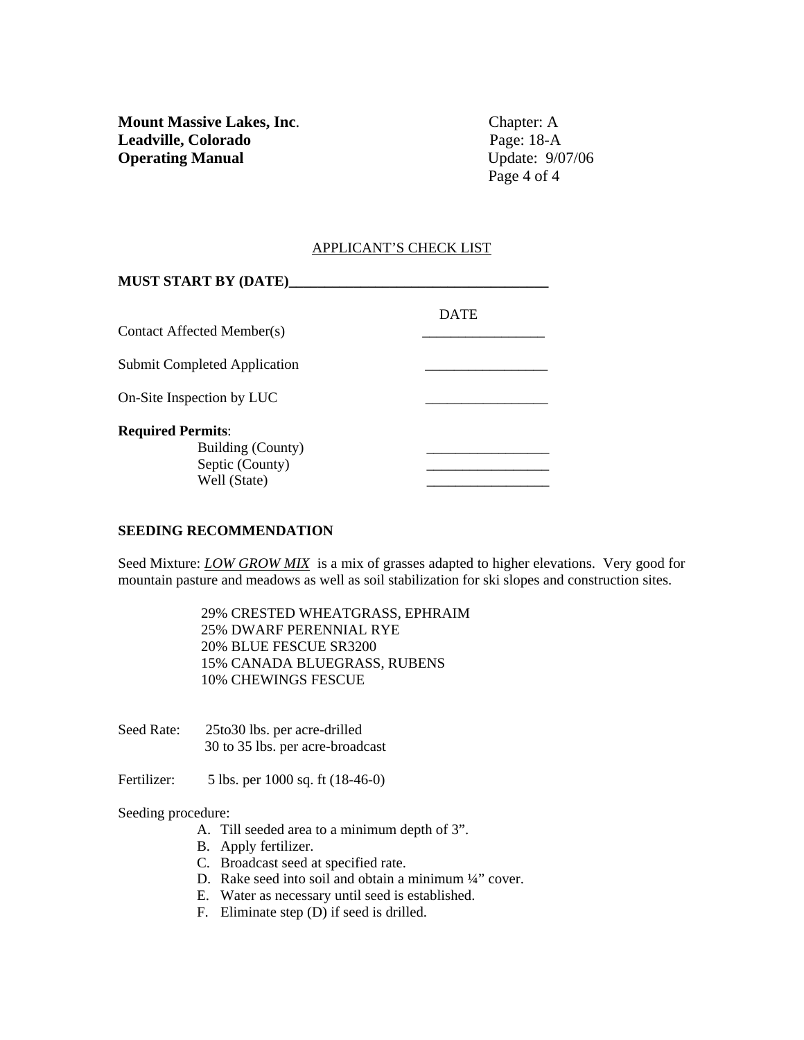## APPLICANT'S CHECK LIST

**MUST START BY (DATE)**_____________________________________

| | DATE |
|---|---|
| Contact Affected Member(s) | _________________ |
| Submit Completed Application | _________________ |
| On-Site Inspection by LUC | _________________ |
| **Required Permits**: | |
| Building (County) | _________________ |
| Septic (County) | _________________ |
| Well (State) | _________________ |

**SEEDING RECOMMENDATION**

Seed Mixture: ***LOW GROW MIX*** is a mix of grasses adapted to higher elevations. Very good for mountain pasture and meadows as well as soil stabilization for ski slopes and construction sites.

- 29% CRESTED WHEATGRASS, EPHRAIM
- 25% DWARF PERENNIAL RYE
- 20% BLUE FESCUE SR3200
- 15% CANADA BLUEGRASS, RUBENS
- 10% CHEWINGS FESCUE

Seed Rate: 25to30 lbs. per acre-drilled
30 to 35 lbs. per acre-broadcast

Fertilizer: 5 lbs. per 1000 sq. ft (18-46-0)

Seeding procedure:

A. Till seeded area to a minimum depth of 3".
B. Apply fertilizer.
C. Broadcast seed at specified rate.
D. Rake seed into soil and obtain a minimum ¼" cover.
E. Water as necessary until seed is established.
F. Eliminate step (D) if seed is drilled.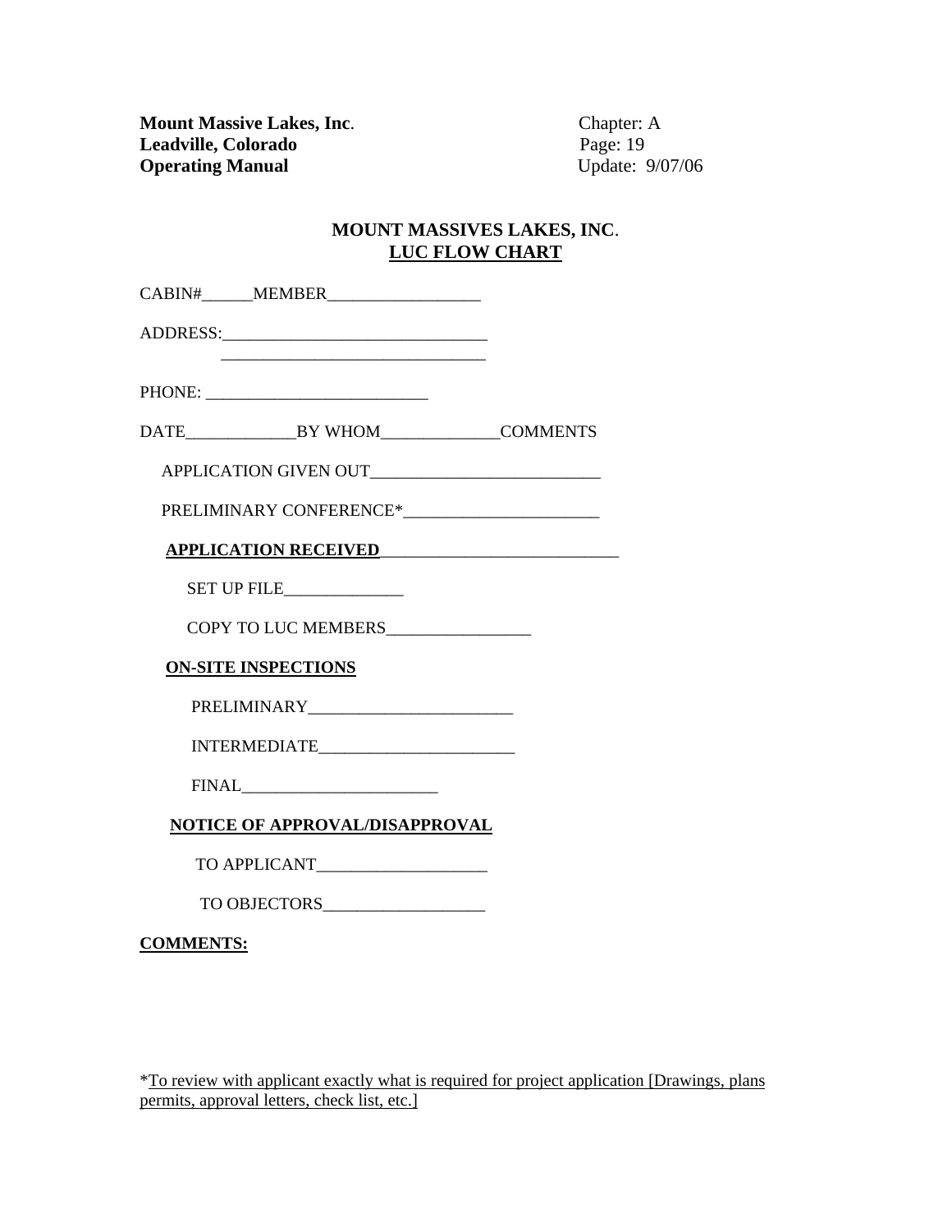**Mount Massive Lakes, Inc.** Chapter: A
**Leadville, Colorado** Page: 19
**Operating Manual** Update: 9/07/06

## MOUNT MASSIVES LAKES, INC.
## LUC FLOW CHART

CABIN#______MEMBER__________________

ADDRESS:_______________________________
_______________________________

PHONE: __________________________

DATE_____________BY WHOM______________COMMENTS

APPLICATION GIVEN OUT___________________________

PRELIMINARY CONFERENCE*_______________________

**APPLICATION RECEIVED**____________________________

SET UP FILE______________

COPY TO LUC MEMBERS_________________

**ON-SITE INSPECTIONS**

PRELIMINARY________________________

INTERMEDIATE_______________________

FINAL_______________________

**NOTICE OF APPROVAL/DISAPPROVAL**

TO APPLICANT____________________

TO OBJECTORS___________________

**COMMENTS:**

*To review with applicant exactly what is required for project application [Drawings, plans permits, approval letters, check list, etc.]